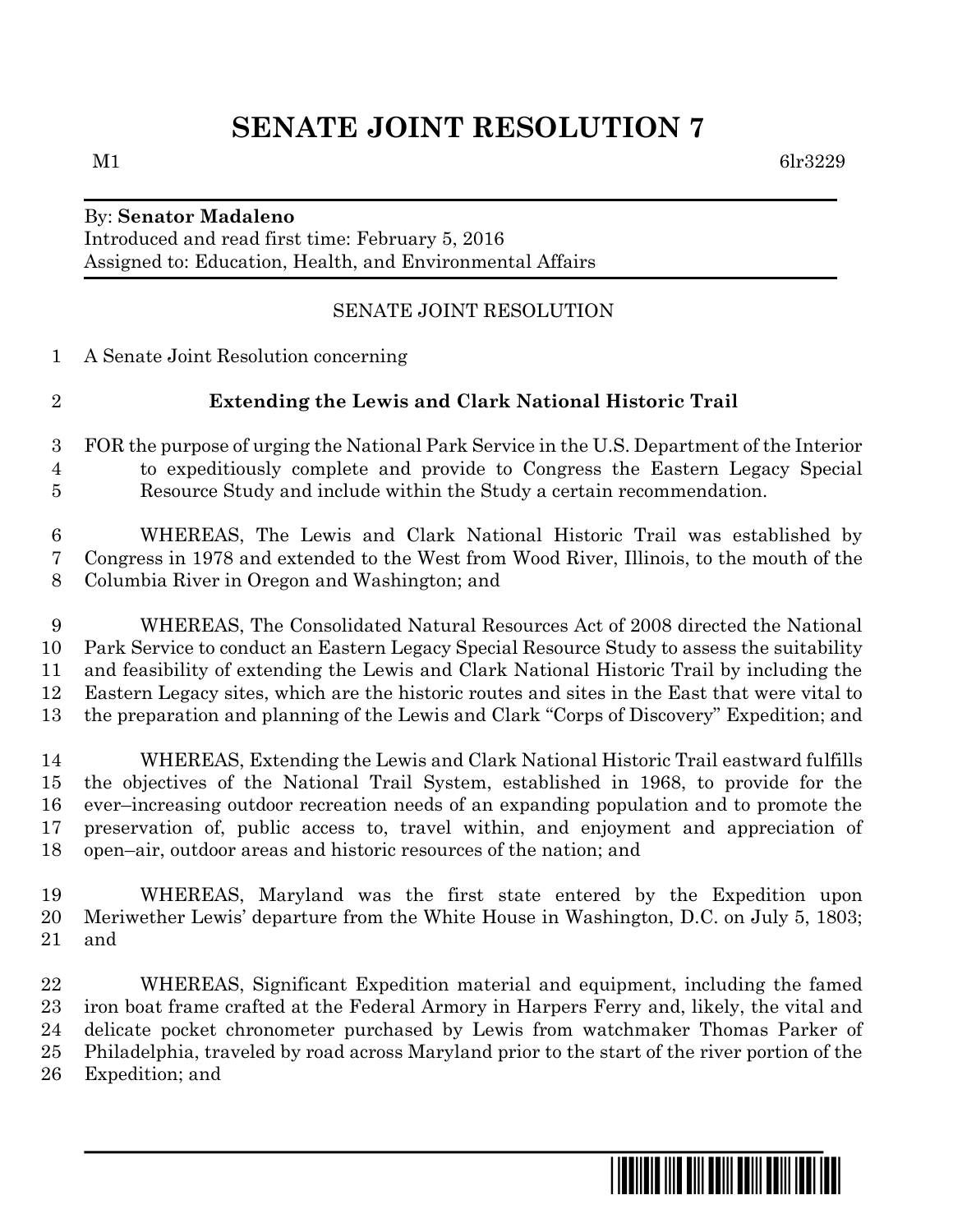# SENATE JOINT RESOLUTION 7

M1 6lr3229

By: **Senator Madaleno**
Introduced and read first time: February 5, 2016
Assigned to: Education, Health, and Environmental Affairs

SENATE JOINT RESOLUTION

A Senate Joint Resolution concerning

## Extending the Lewis and Clark National Historic Trail

FOR the purpose of urging the National Park Service in the U.S. Department of the Interior to expeditiously complete and provide to Congress the Eastern Legacy Special Resource Study and include within the Study a certain recommendation.

WHEREAS, The Lewis and Clark National Historic Trail was established by Congress in 1978 and extended to the West from Wood River, Illinois, to the mouth of the Columbia River in Oregon and Washington; and

WHEREAS, The Consolidated Natural Resources Act of 2008 directed the National Park Service to conduct an Eastern Legacy Special Resource Study to assess the suitability and feasibility of extending the Lewis and Clark National Historic Trail by including the Eastern Legacy sites, which are the historic routes and sites in the East that were vital to the preparation and planning of the Lewis and Clark "Corps of Discovery" Expedition; and

WHEREAS, Extending the Lewis and Clark National Historic Trail eastward fulfills the objectives of the National Trail System, established in 1968, to provide for the ever–increasing outdoor recreation needs of an expanding population and to promote the preservation of, public access to, travel within, and enjoyment and appreciation of open–air, outdoor areas and historic resources of the nation; and

WHEREAS, Maryland was the first state entered by the Expedition upon Meriwether Lewis' departure from the White House in Washington, D.C. on July 5, 1803; and

WHEREAS, Significant Expedition material and equipment, including the famed iron boat frame crafted at the Federal Armory in Harpers Ferry and, likely, the vital and delicate pocket chronometer purchased by Lewis from watchmaker Thomas Parker of Philadelphia, traveled by road across Maryland prior to the start of the river portion of the Expedition; and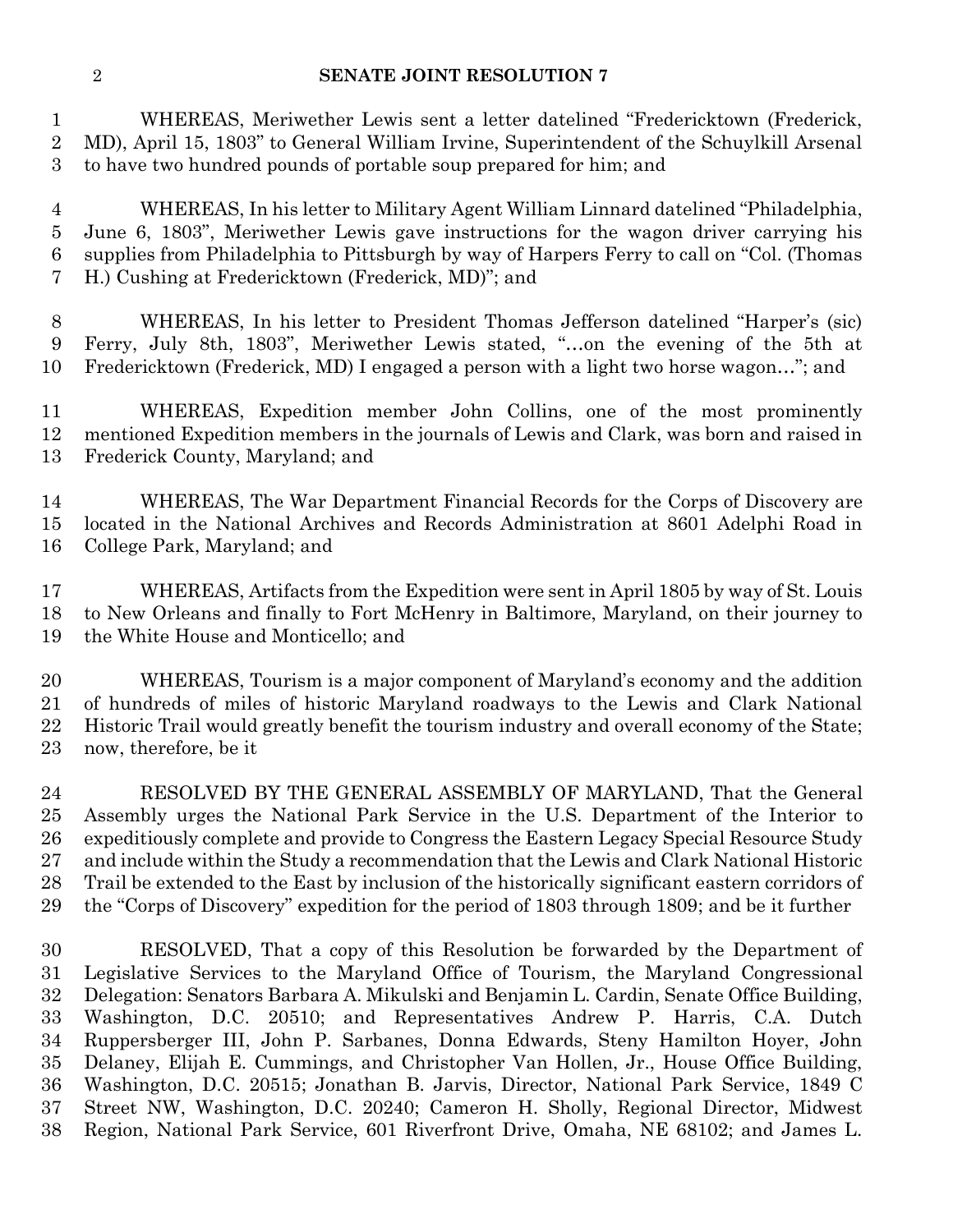WHEREAS, Meriwether Lewis sent a letter datelined "Fredericktown (Frederick, MD), April 15, 1803" to General William Irvine, Superintendent of the Schuylkill Arsenal to have two hundred pounds of portable soup prepared for him; and

WHEREAS, In his letter to Military Agent William Linnard datelined "Philadelphia, June 6, 1803", Meriwether Lewis gave instructions for the wagon driver carrying his supplies from Philadelphia to Pittsburgh by way of Harpers Ferry to call on "Col. (Thomas H.) Cushing at Fredericktown (Frederick, MD)"; and

WHEREAS, In his letter to President Thomas Jefferson datelined "Harper's (sic) Ferry, July 8th, 1803", Meriwether Lewis stated, "…on the evening of the 5th at Fredericktown (Frederick, MD) I engaged a person with a light two horse wagon…"; and

WHEREAS, Expedition member John Collins, one of the most prominently mentioned Expedition members in the journals of Lewis and Clark, was born and raised in Frederick County, Maryland; and

WHEREAS, The War Department Financial Records for the Corps of Discovery are located in the National Archives and Records Administration at 8601 Adelphi Road in College Park, Maryland; and

WHEREAS, Artifacts from the Expedition were sent in April 1805 by way of St. Louis to New Orleans and finally to Fort McHenry in Baltimore, Maryland, on their journey to the White House and Monticello; and

WHEREAS, Tourism is a major component of Maryland's economy and the addition of hundreds of miles of historic Maryland roadways to the Lewis and Clark National Historic Trail would greatly benefit the tourism industry and overall economy of the State; now, therefore, be it

RESOLVED BY THE GENERAL ASSEMBLY OF MARYLAND, That the General Assembly urges the National Park Service in the U.S. Department of the Interior to expeditiously complete and provide to Congress the Eastern Legacy Special Resource Study and include within the Study a recommendation that the Lewis and Clark National Historic Trail be extended to the East by inclusion of the historically significant eastern corridors of the "Corps of Discovery" expedition for the period of 1803 through 1809; and be it further

RESOLVED, That a copy of this Resolution be forwarded by the Department of Legislative Services to the Maryland Office of Tourism, the Maryland Congressional Delegation: Senators Barbara A. Mikulski and Benjamin L. Cardin, Senate Office Building, Washington, D.C. 20510; and Representatives Andrew P. Harris, C.A. Dutch Ruppersberger III, John P. Sarbanes, Donna Edwards, Steny Hamilton Hoyer, John Delaney, Elijah E. Cummings, and Christopher Van Hollen, Jr., House Office Building, Washington, D.C. 20515; Jonathan B. Jarvis, Director, National Park Service, 1849 C Street NW, Washington, D.C. 20240; Cameron H. Sholly, Regional Director, Midwest Region, National Park Service, 601 Riverfront Drive, Omaha, NE 68102; and James L.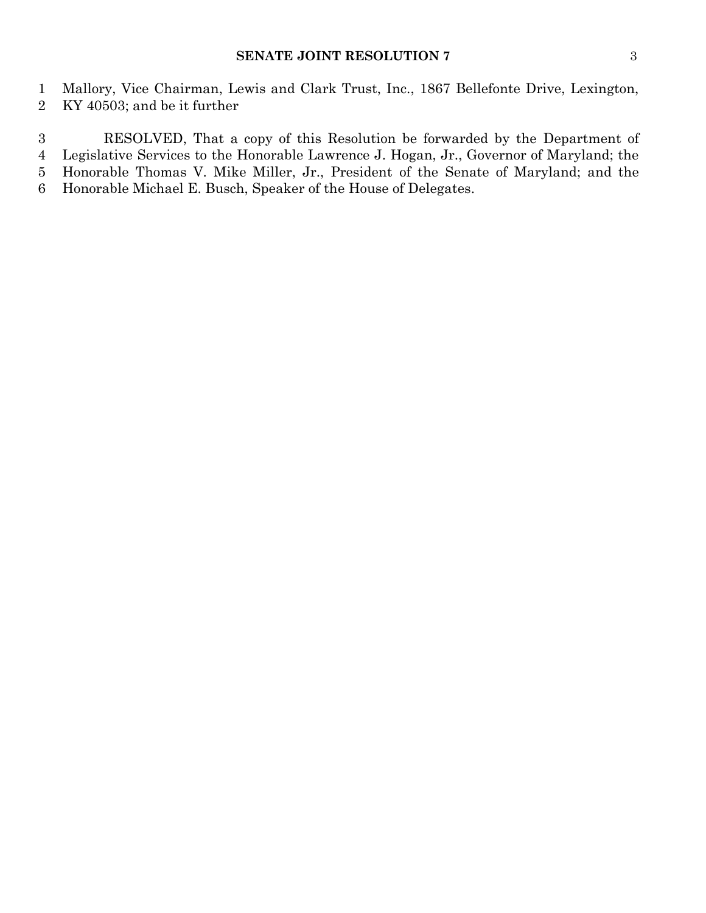Mallory, Vice Chairman, Lewis and Clark Trust, Inc., 1867 Bellefonte Drive, Lexington, KY 40503; and be it further

RESOLVED, That a copy of this Resolution be forwarded by the Department of Legislative Services to the Honorable Lawrence J. Hogan, Jr., Governor of Maryland; the Honorable Thomas V. Mike Miller, Jr., President of the Senate of Maryland; and the Honorable Michael E. Busch, Speaker of the House of Delegates.